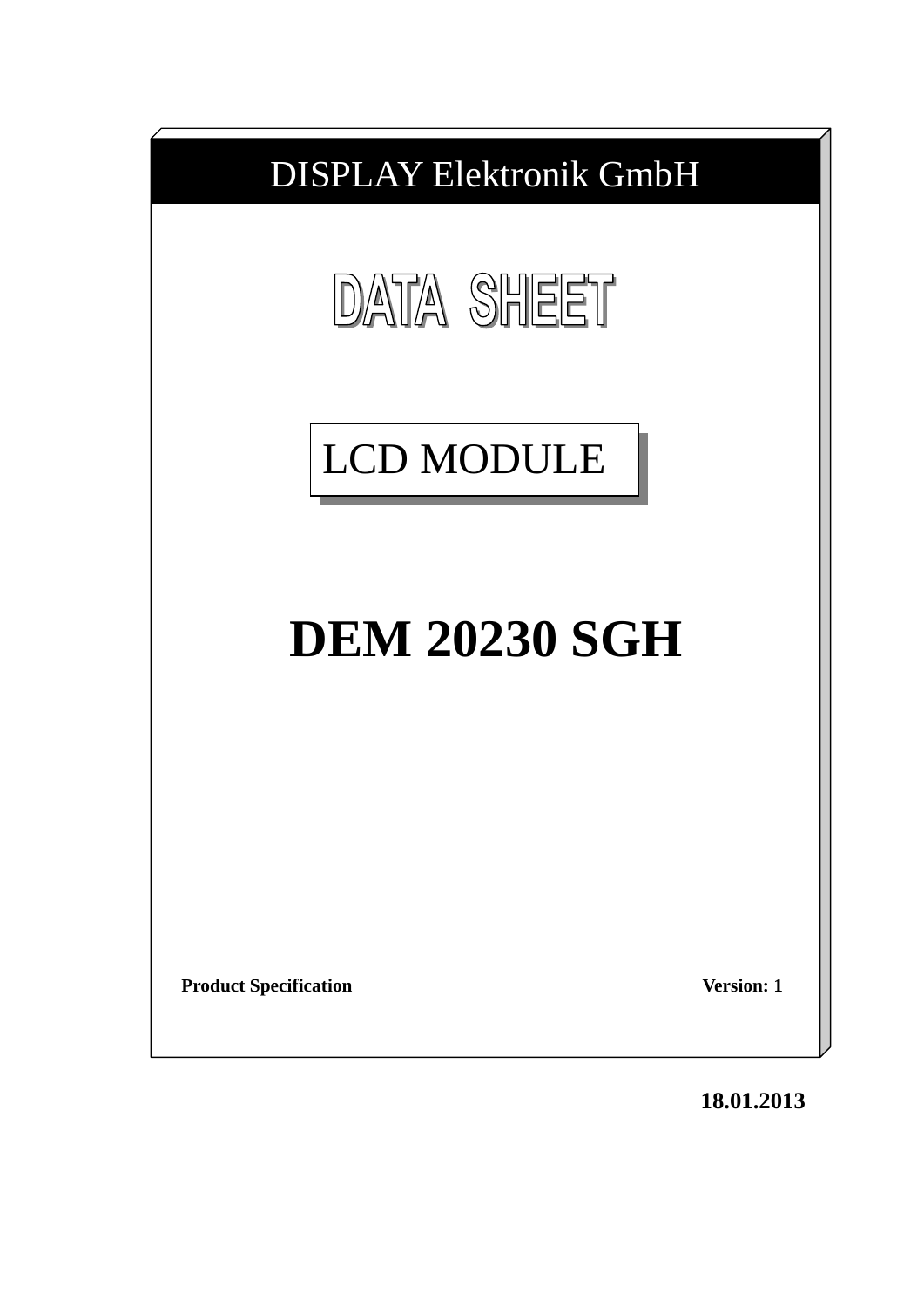DISPLAY Elektronik GmbH

# DATA SHEET

## LCD MODULE

# DEM 20230 SGH

**Product Specification** **Version: 1**

**18.01.2013**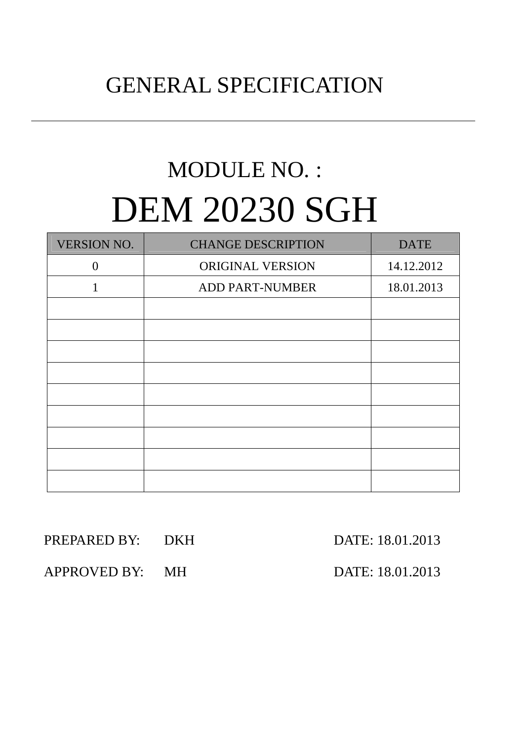# GENERAL SPECIFICATION

---

## MODULE NO. :

# DEM 20230 SGH

| VERSION NO. | CHANGE DESCRIPTION | DATE |
|---|---|---|
| 0 | ORIGINAL VERSION | 14.12.2012 |
| 1 | ADD PART-NUMBER | 18.01.2013 |
| | | |
| | | |
| | | |
| | | |
| | | |
| | | |
| | | |
| | | |
| | | |

PREPARED BY: DKH DATE: 18.01.2013

APPROVED BY: MH DATE: 18.01.2013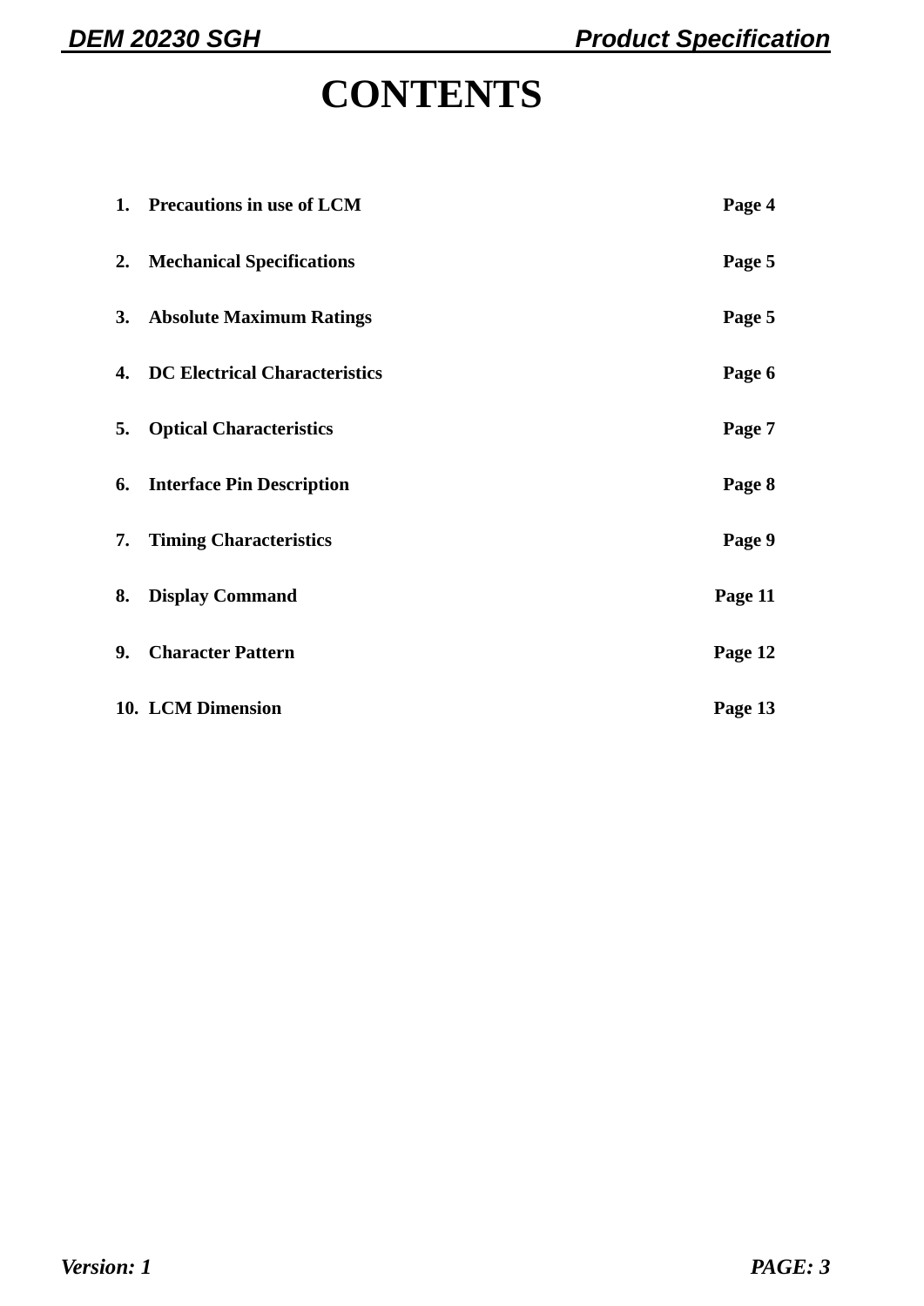# CONTENTS

1. **Precautions in use of LCM** **Page 4**
2. **Mechanical Specifications** **Page 5**
3. **Absolute Maximum Ratings** **Page 5**
4. **DC Electrical Characteristics** **Page 6**
5. **Optical Characteristics** **Page 7**
6. **Interface Pin Description** **Page 8**
7. **Timing Characteristics** **Page 9**
8. **Display Command** **Page 11**
9. **Character Pattern** **Page 12**
10. **LCM Dimension** **Page 13**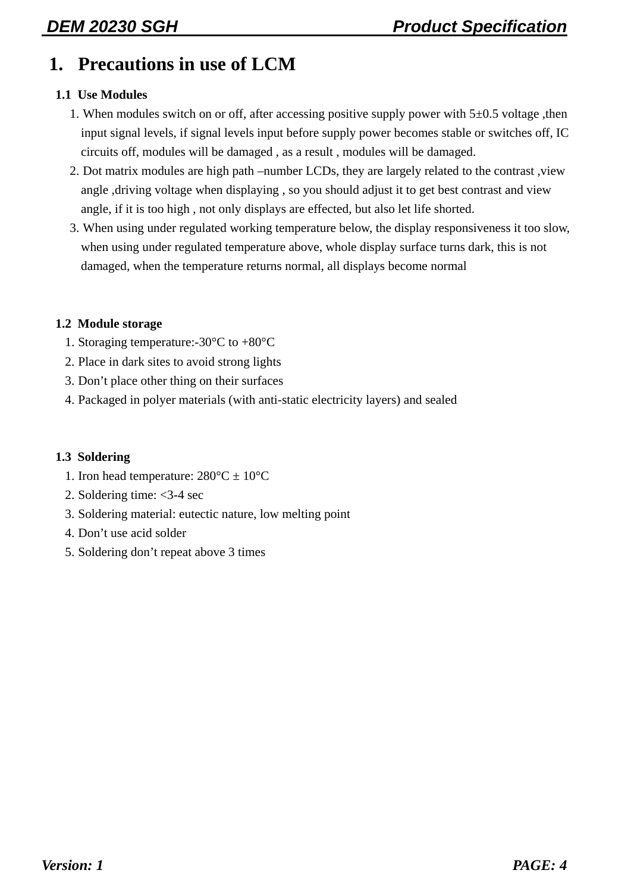# 1. Precautions in use of LCM

## 1.1 Use Modules

1. When modules switch on or off, after accessing positive supply power with 5±0.5 voltage ,then input signal levels, if signal levels input before supply power becomes stable or switches off, IC circuits off, modules will be damaged , as a result , modules will be damaged.
2. Dot matrix modules are high path –number LCDs, they are largely related to the contrast ,view angle ,driving voltage when displaying , so you should adjust it to get best contrast and view angle, if it is too high , not only displays are effected, but also let life shorted.
3. When using under regulated working temperature below, the display responsiveness it too slow, when using under regulated temperature above, whole display surface turns dark, this is not damaged, when the temperature returns normal, all displays become normal

## 1.2 Module storage

1. Storaging temperature:-30°C to +80°C
2. Place in dark sites to avoid strong lights
3. Don't place other thing on their surfaces
4. Packaged in polyer materials (with anti-static electricity layers) and sealed

## 1.3 Soldering

1. Iron head temperature: 280°C ± 10°C
2. Soldering time: <3-4 sec
3. Soldering material: eutectic nature, low melting point
4. Don't use acid solder
5. Soldering don't repeat above 3 times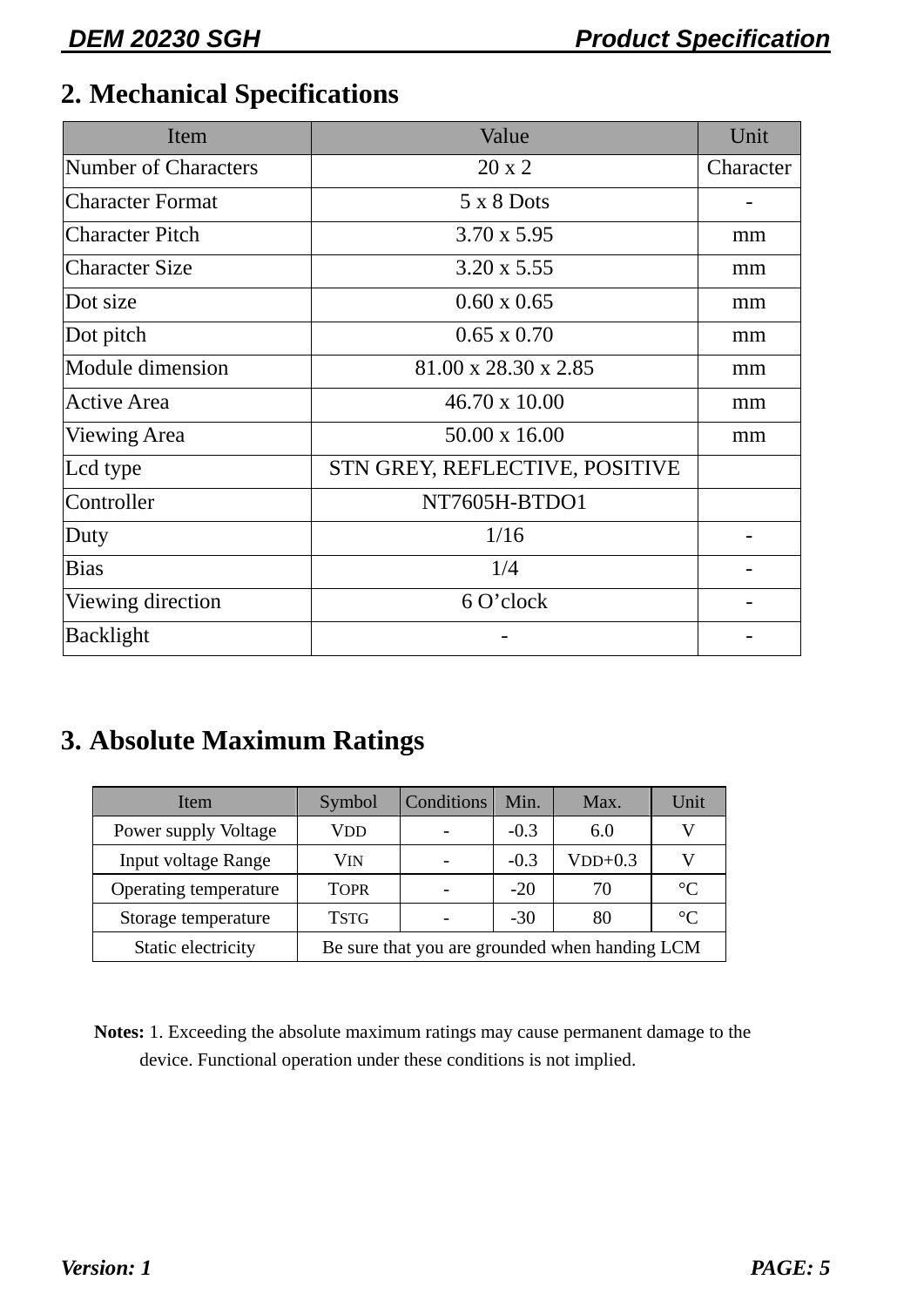## 2. Mechanical Specifications

| Item | Value | Unit |
|---|---|---|
| Number of Characters | 20 x 2 | Character |
| Character Format | 5 x 8 Dots | - |
| Character Pitch | 3.70 x 5.95 | mm |
| Character Size | 3.20 x 5.55 | mm |
| Dot size | 0.60 x 0.65 | mm |
| Dot pitch | 0.65 x 0.70 | mm |
| Module dimension | 81.00 x 28.30 x 2.85 | mm |
| Active Area | 46.70 x 10.00 | mm |
| Viewing Area | 50.00 x 16.00 | mm |
| Lcd type | STN GREY, REFLECTIVE, POSITIVE | |
| Controller | NT7605H-BTDO1 | |
| Duty | 1/16 | - |
| Bias | 1/4 | - |
| Viewing direction | 6 O'clock | - |
| Backlight | - | - |

## 3. Absolute Maximum Ratings

| Item | Symbol | Conditions | Min. | Max. | Unit |
|---|---|---|---|---|---|
| Power supply Voltage | $V_{DD}$ | - | -0.3 | 6.0 | V |
| Input voltage Range | $V_{IN}$ | - | -0.3 | $V_{DD}$+0.3 | V |
| Operating temperature | $T_{OPR}$ | - | -20 | 70 | °C |
| Storage temperature | $T_{STG}$ | - | -30 | 80 | °C |
| Static electricity | Be sure that you are grounded when handing LCM | | | | |

**Notes:** 1. Exceeding the absolute maximum ratings may cause permanent damage to the device. Functional operation under these conditions is not implied.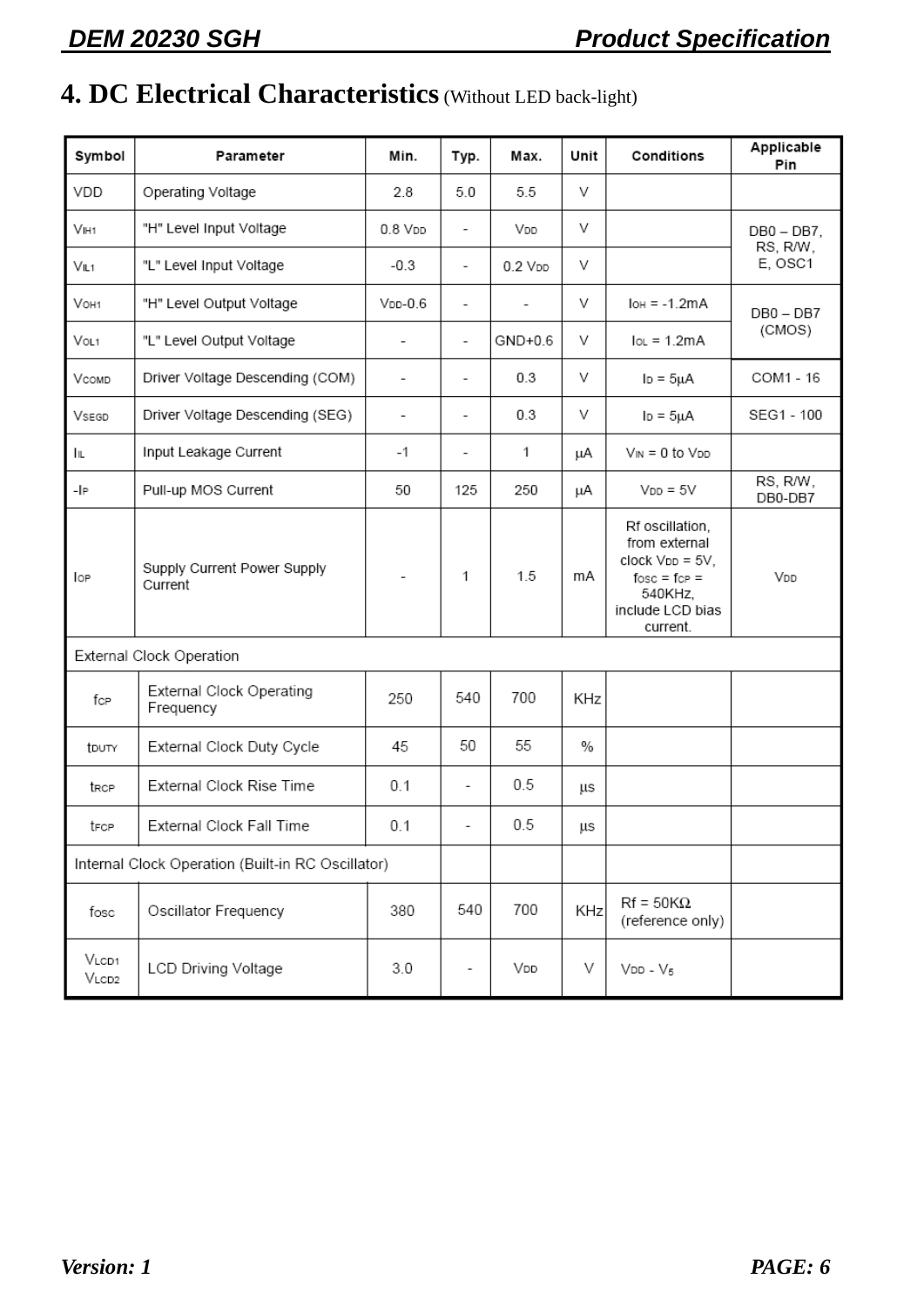## 4. DC Electrical Characteristics (Without LED back-light)

| Symbol | Parameter | Min. | Typ. | Max. | Unit | Conditions | Applicable Pin |
|---|---|---|---|---|---|---|---|
| VDD | Operating Voltage | 2.8 | 5.0 | 5.5 | V | | |
| $V_{IH1}$ | "H" Level Input Voltage | 0.8 $V_{DD}$ | - | $V_{DD}$ | V | | DB0 – DB7, RS, R/W, E, OSC1 |
| $V_{IL1}$ | "L" Level Input Voltage | -0.3 | - | 0.2 $V_{DD}$ | V | | |
| $V_{OH1}$ | "H" Level Output Voltage | $V_{DD}$-0.6 | - | - | V | $I_{OH}$ = -1.2mA | DB0 – DB7 (CMOS) |
| $V_{OL1}$ | "L" Level Output Voltage | - | - | GND+0.6 | V | $I_{OL}$ = 1.2mA | |
| $V_{COMD}$ | Driver Voltage Descending (COM) | - | - | 0.3 | V | $I_D$ = 5μA | COM1 - 16 |
| $V_{SEGD}$ | Driver Voltage Descending (SEG) | - | - | 0.3 | V | $I_D$ = 5μA | SEG1 - 100 |
| $I_{IL}$ | Input Leakage Current | -1 | - | 1 | μA | $V_{IN}$ = 0 to $V_{DD}$ | |
| $-I_P$ | Pull-up MOS Current | 50 | 125 | 250 | μA | $V_{DD}$ = 5V | RS, R/W, DB0-DB7 |
| $I_{OP}$ | Supply Current Power Supply Current | - | 1 | 1.5 | mA | Rf oscillation, from external clock $V_{DD}$ = 5V, $f_{OSC}$ = $f_{CP}$ = 540KHz, include LCD bias current. | $V_{DD}$ |
| External Clock Operation | | | | | | | |
| $f_{CP}$ | External Clock Operating Frequency | 250 | 540 | 700 | KHz | | |
| $t_{DUTY}$ | External Clock Duty Cycle | 45 | 50 | 55 | % | | |
| $t_{RCP}$ | External Clock Rise Time | 0.1 | - | 0.5 | μs | | |
| $t_{FCP}$ | External Clock Fall Time | 0.1 | - | 0.5 | μs | | |
| Internal Clock Operation (Built-in RC Oscillator) | | | | | | | |
| $f_{OSC}$ | Oscillator Frequency | 380 | 540 | 700 | KHz | Rf = 50KΩ (reference only) | |
| $V_{LCD1}$ $V_{LCD2}$ | LCD Driving Voltage | 3.0 | - | $V_{DD}$ | V | $V_{DD}$ - $V_5$ | |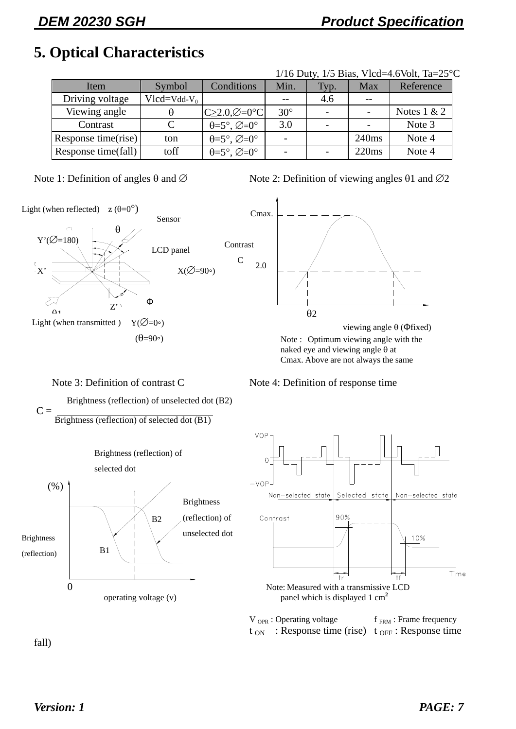## 5. Optical Characteristics

1/16 Duty, 1/5 Bias, Vlcd=4.6Volt, Ta=25°C

| Item | Symbol | Conditions | Min. | Typ. | Max | Reference |
|---|---|---|---|---|---|---|
| Driving voltage | Vlcd=Vdd-$V_0$ | | -- | 4.6 | -- | |
| Viewing angle | θ | C≥2.0,∅=0°C | 30° | - | - | Notes 1 & 2 |
| Contrast | C | θ=5°, ∅=0° | 3.0 | - | - | Note 3 |
| Response time(rise) | ton | θ=5°, ∅=0° | - | | 240ms | Note 4 |
| Response time(fall) | toff | θ=5°, ∅=0° | - | - | 220ms | Note 4 |

Note 1: Definition of angles θ and ∅

Light (when reflected) z (θ=0°)

Sensor

θ

Y'(∅=180)

LCD panel

X'

X(∅=90°)

Z'

Φ

θ1

Light (when transmitted) Y(∅=0°)

(θ=90°)

Note 2: Definition of viewing angles θ1 and ∅2

Cmax.

Contrast C

2.0

θ2

viewing angle θ (Φfixed)

Note : Optimum viewing angle with the naked eye and viewing angle θ at Cmax. Above are not always the same

Note 3: Definition of contrast C

$$C = \frac{\text{Brightness (reflection) of unselected dot (B2)}}{\text{Brightness (reflection) of selected dot (B1)}}$$

Brightness (reflection) of selected dot

(%)

Brightness (reflection) of unselected dot

B2

Brightness (reflection)

B1

0

operating voltage (v)

Note 4: Definition of response time

VOP

0

-VOP

Non-selected state Selected state Non-selected state

Contrast

90%

10%

Tr

Tf

Time

Note: Measured with a transmissive LCD panel which is displayed 1 $cm^2$

$V_{OPR}$ : Operating voltage  $f_{FRM}$ : Frame frequency

$t_{ON}$ : Response time (rise)  $t_{OFF}$ : Response time fall)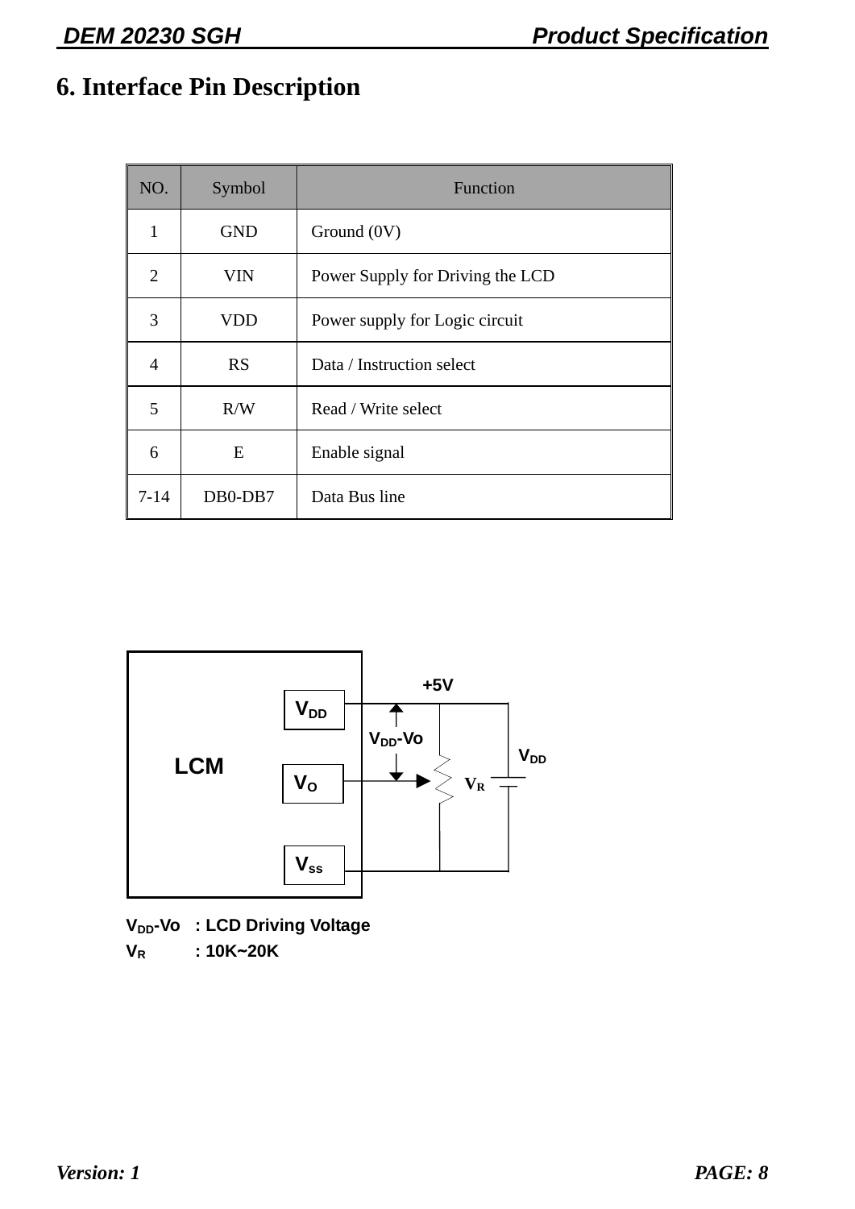# 6. Interface Pin Description

| NO. | Symbol | Function |
|---|---|---|
| 1 | GND | Ground (0V) |
| 2 | VIN | Power Supply for Driving the LCD |
| 3 | VDD | Power supply for Logic circuit |
| 4 | RS | Data / Instruction select |
| 5 | R/W | Read / Write select |
| 6 | E | Enable signal |
| 7-14 | DB0-DB7 | Data Bus line |

LCM

$V_{DD}$

$V_O$

$V_{SS}$

+5V

$V_{DD}$-Vo

$V_R$

$V_{DD}$

$V_{DD}$-Vo : LCD Driving Voltage

$V_R$ : 10K~20K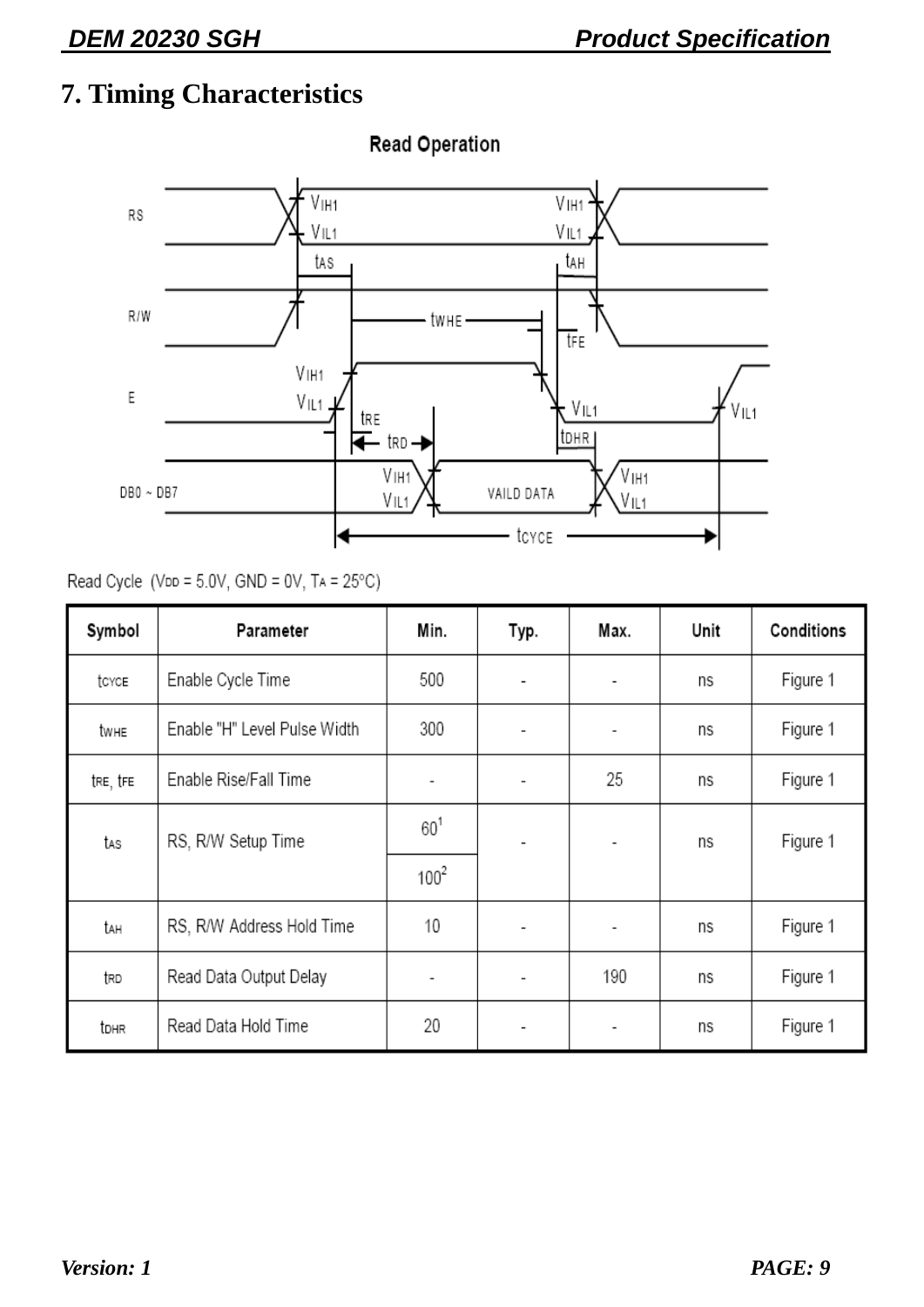# 7. Timing Characteristics

Read Operation

Read Cycle ($V_{DD}$ = 5.0V, GND = 0V, $T_A$ = 25°C)

| Symbol | Parameter | Min. | Typ. | Max. | Unit | Conditions |
|---|---|---|---|---|---|---|
| $t_{CYCE}$ | Enable Cycle Time | 500 | - | - | ns | Figure 1 |
| $t_{WHE}$ | Enable "H" Level Pulse Width | 300 | - | - | ns | Figure 1 |
| $t_{RE}$, $t_{FE}$ | Enable Rise/Fall Time | - | - | 25 | ns | Figure 1 |
| $t_{AS}$ | RS, R/W Setup Time | 60[1] <br> 100[2] | - | - | ns | Figure 1 |
| $t_{AH}$ | RS, R/W Address Hold Time | 10 | - | - | ns | Figure 1 |
| $t_{RD}$ | Read Data Output Delay | - | - | 190 | ns | Figure 1 |
| $t_{DHR}$ | Read Data Hold Time | 20 | - | - | ns | Figure 1 |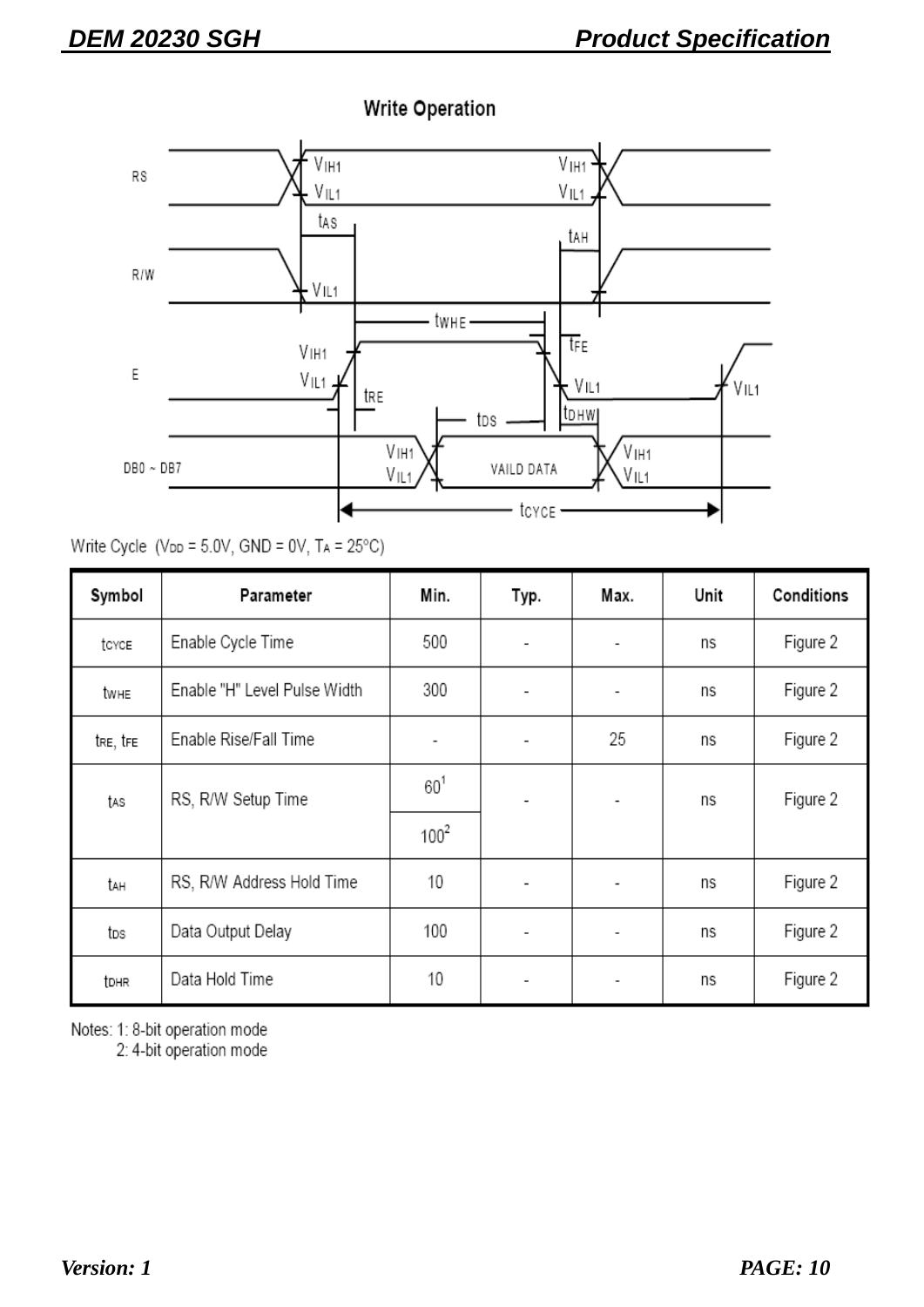## Write Operation

Write Cycle ($V_{DD}$ = 5.0V, GND = 0V, $T_A$ = 25°C)

| Symbol | Parameter | Min. | Typ. | Max. | Unit | Conditions |
|---|---|---|---|---|---|---|
| $t_{CYCE}$ | Enable Cycle Time | 500 | - | - | ns | Figure 2 |
| $t_{WHE}$ | Enable "H" Level Pulse Width | 300 | - | - | ns | Figure 2 |
| $t_{RE}$, $t_{FE}$ | Enable Rise/Fall Time | - | - | 25 | ns | Figure 2 |
| $t_{AS}$ | RS, R/W Setup Time | 60[1] / 100[2] | - | - | ns | Figure 2 |
| $t_{AH}$ | RS, R/W Address Hold Time | 10 | - | - | ns | Figure 2 |
| $t_{DS}$ | Data Output Delay | 100 | - | - | ns | Figure 2 |
| $t_{DHR}$ | Data Hold Time | 10 | - | - | ns | Figure 2 |

Notes: 1: 8-bit operation mode
2: 4-bit operation mode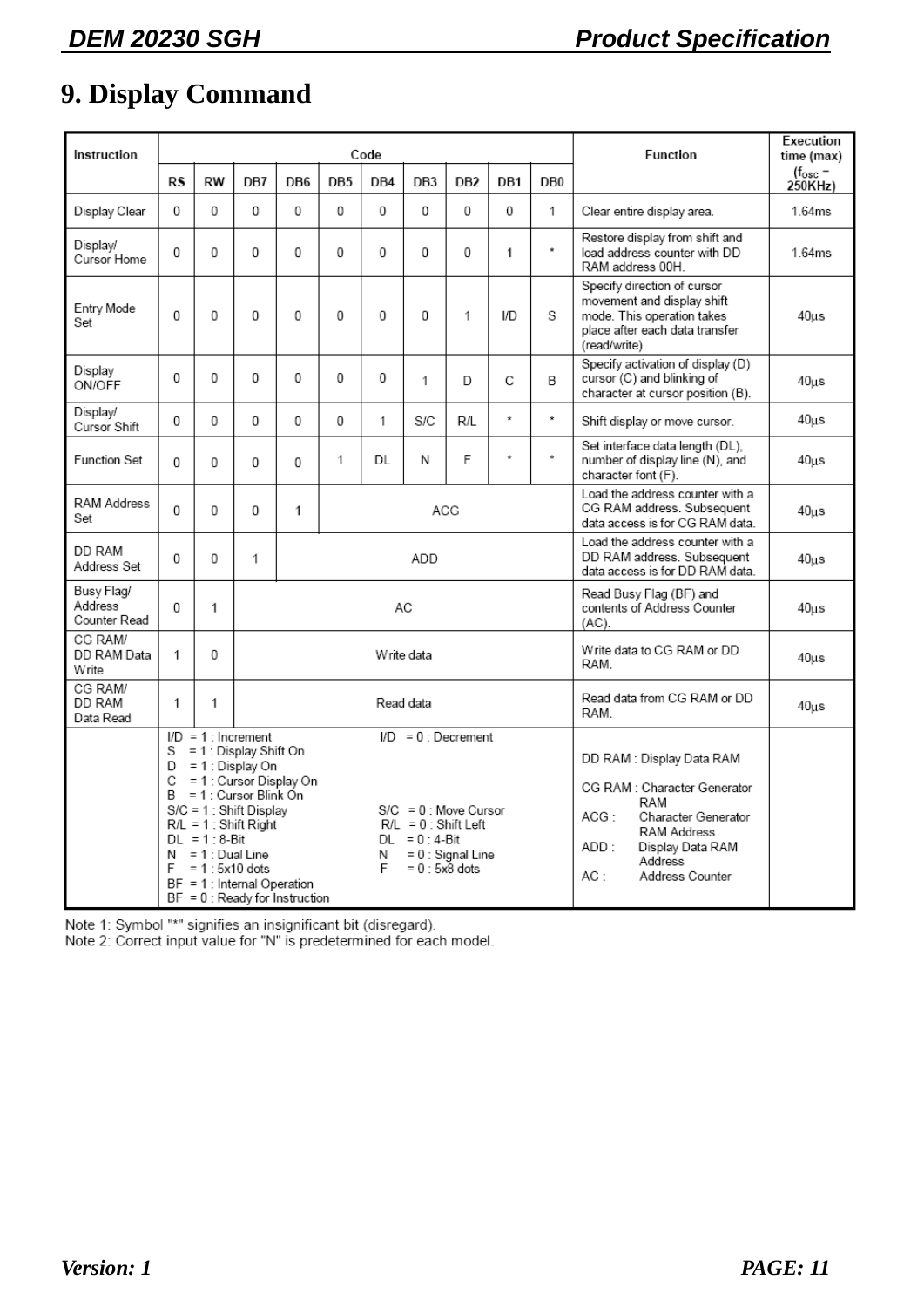# 9. Display Command

| Instruction | Code | | | | | | | | | | Function | Execution time (max) |
|---|---|---|---|---|---|---|---|---|---|---|---|---|
| | RS | RW | DB7 | DB6 | DB5 | DB4 | DB3 | DB2 | DB1 | DB0 | | ($f_{OSC}$ = 250KHz) |
| Display Clear | 0 | 0 | 0 | 0 | 0 | 0 | 0 | 0 | 0 | 1 | Clear entire display area. | 1.64ms |
| Display/ Cursor Home | 0 | 0 | 0 | 0 | 0 | 0 | 0 | 0 | 1 | * | Restore display from shift and load address counter with DD RAM address 00H. | 1.64ms |
| Entry Mode Set | 0 | 0 | 0 | 0 | 0 | 0 | 0 | 1 | I/D | S | Specify direction of cursor movement and display shift mode. This operation takes place after each data transfer (read/write). | 40μs |
| Display ON/OFF | 0 | 0 | 0 | 0 | 0 | 0 | 1 | D | C | B | Specify activation of display (D) cursor (C) and blinking of character at cursor position (B). | 40μs |
| Display/ Cursor Shift | 0 | 0 | 0 | 0 | 0 | 1 | S/C | R/L | * | * | Shift display or move cursor. | 40μs |
| Function Set | 0 | 0 | 0 | 0 | 1 | DL | N | F | * | * | Set interface data length (DL), number of display line (N), and character font (F). | 40μs |
| RAM Address Set | 0 | 0 | 0 | 1 | ACG | | | | | | Load the address counter with a CG RAM address. Subsequent data access is for CG RAM data. | 40μs |
| DD RAM Address Set | 0 | 0 | 1 | ADD | | | | | | | Load the address counter with a DD RAM address. Subsequent data access is for DD RAM data. | 40μs |
| Busy Flag/ Address Counter Read | 0 | 1 | AC | | | | | | | | Read Busy Flag (BF) and contents of Address Counter (AC). | 40μs |
| CG RAM/ DD RAM Data Write | 1 | 0 | Write data | | | | | | | | Write data to CG RAM or DD RAM. | 40μs |
| CG RAM/ DD RAM Data Read | 1 | 1 | Read data | | | | | | | | Read data from CG RAM or DD RAM. | 40μs |
| | I/D = 1 : Increment; I/D = 0 : Decrement<br>S = 1 : Display Shift On<br>D = 1 : Display On<br>C = 1 : Cursor Display On<br>B = 1 : Cursor Blink On<br>S/C = 1 : Shift Display; S/C = 0 : Move Cursor<br>R/L = 1 : Shift Right; R/L = 0 : Shift Left<br>DL = 1 : 8-Bit; DL = 0 : 4-Bit<br>N = 1 : Dual Line; N = 0 : Signal Line<br>F = 1 : 5x10 dots; F = 0 : 5x8 dots<br>BF = 1 : Internal Operation<br>BF = 0 : Ready for Instruction | | | | | | | | | | DD RAM : Display Data RAM<br>CG RAM : Character Generator RAM<br>ACG : Character Generator RAM Address<br>ADD : Display Data RAM Address<br>AC : Address Counter | |

Note 1: Symbol "*" signifies an insignificant bit (disregard).
Note 2: Correct input value for "N" is predetermined for each model.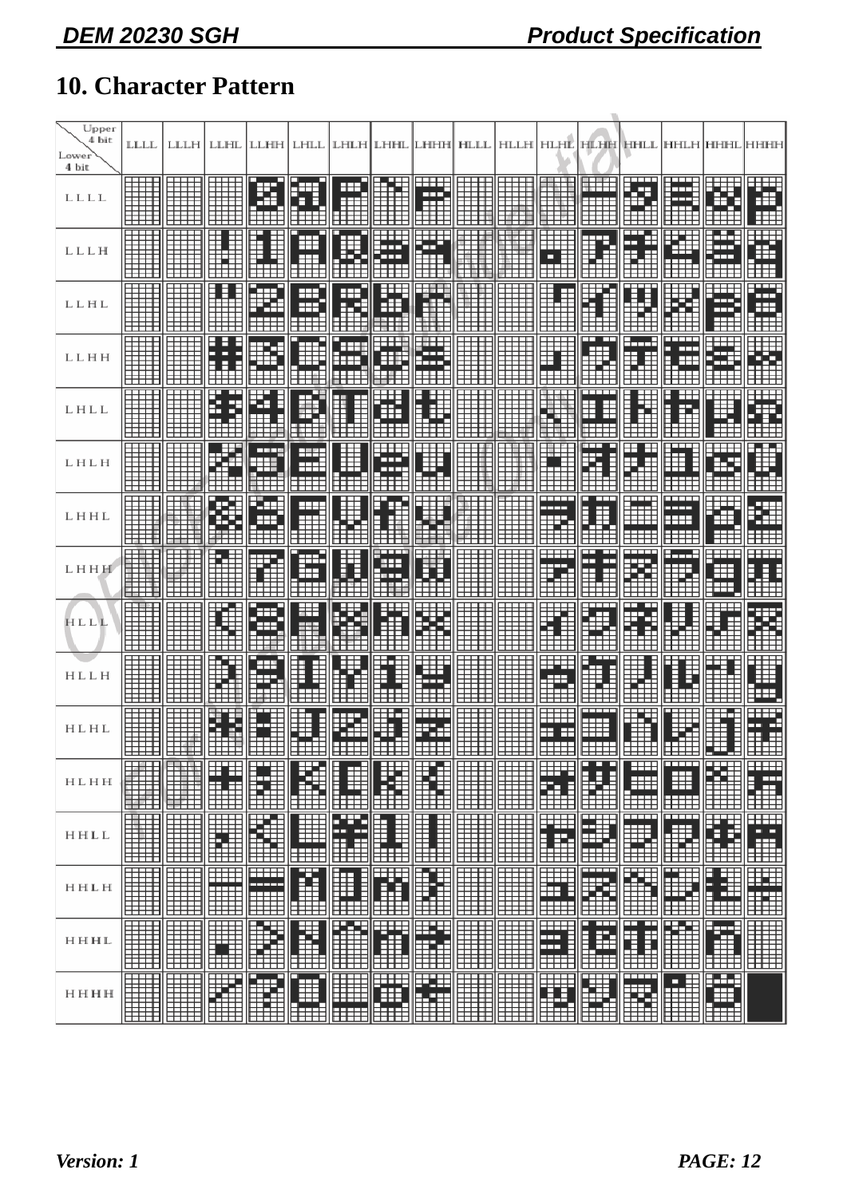## 10. Character Pattern

| Lower 4 bit \ Upper 4 bit | LLLL | LLLH | LLHL | LLHH | LHLL | LHLH | LHHL | LHHH | HLLL | HLLH | HLHL | HLHH | HHLL | HHLH | HHHL | HHHH |
|---|---|---|---|---|---|---|---|---|---|---|---|---|---|---|---|---|
| LLLL | | | | | | | | | | | | | | | | |
| LLLH | | | | | | | | | | | | | | | | |
| LLHL | | | | | | | | | | | | | | | | |
| LLHH | | | | | | | | | | | | | | | | |
| LHLL | | | | | | | | | | | | | | | | |
| LHLH | | | | | | | | | | | | | | | | |
| LHHL | | | | | | | | | | | | | | | | |
| LHHH | | | | | | | | | | | | | | | | |
| HLLL | | | | | | | | | | | | | | | | |
| HLLH | | | | | | | | | | | | | | | | |
| HLHL | | | | | | | | | | | | | | | | |
| HLHH | | | | | | | | | | | | | | | | |
| HHLL | | | | | | | | | | | | | | | | |
| HHLH | | | | | | | | | | | | | | | | |
| HHHL | | | | | | | | | | | | | | | | |
| HHHH | | | | | | | | | | | | | | | | |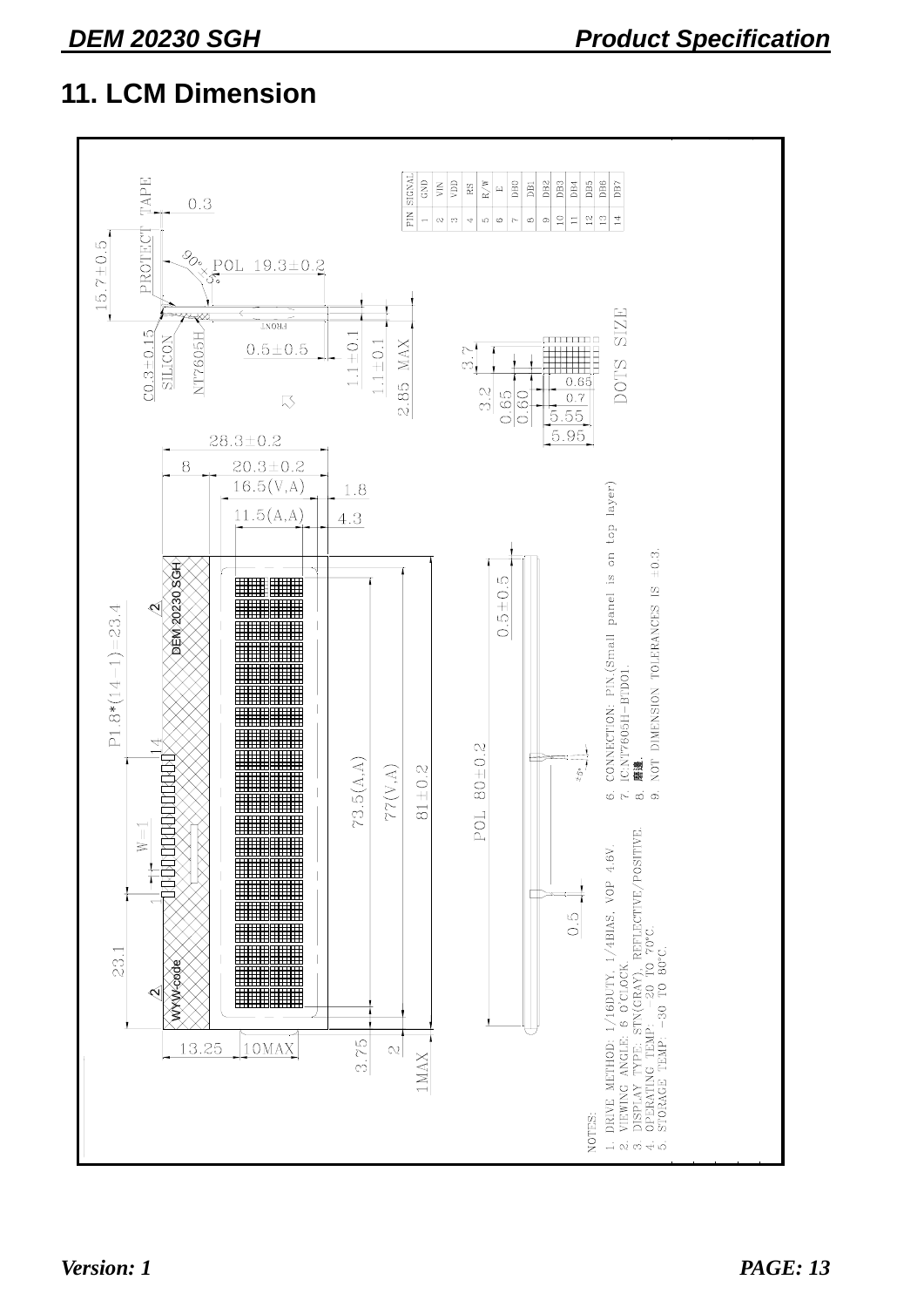## 11. LCM Dimension

PROTECT TAPE
0.3
90°±5°
POL 19.3±0.2
15.7±0.5
FRONT
C0.3±0.15
SILICON
NT7605H
0.5±0.5
1.1±0.1
1.1±0.1
2.85 MAX

| PIN | SIGNAL |
| --- | --- |
| 1 | GND |
| 2 | VIN |
| 3 | VDD |
| 4 | RS |
| 5 | R/W |
| 6 | E |
| 7 | DB0 |
| 8 | DB1 |
| 9 | DB2 |
| 10 | DB3 |
| 11 | DB4 |
| 12 | DB5 |
| 13 | DB6 |
| 14 | DB7 |

DOTS SIZE
3.7
3.2
0.65
0.60
0.65
0.7
5.55
5.95

28.3±0.2
8
20.3±0.2
16.5(V,A)
1.8
11.5(A,A)
4.3
P1.8*(14-1)=23.4
2
DEM 20230 SGH
14
W=1
1
23.1
2
WYW-code
73.5(A,A)
77(V,A)
81±0.2
0.5±0.5
POL 80±0.2
0.5
13.25
10MAX
3.75
2
1MAX

NOTES:
1. DRIVE METHOD: 1/16DUTY, 1/4BIAS, VOP 4.6V.
2. VIEWING ANGLE: 6 O'CLOCK.
3. DISPLAY TYPE: STN(GRAY), REFLECTIVE/POSITIVE.
4. OPERATING TEMP: -20 TO 70°C.
5. STORAGE TEMP: -30 TO 80°C.
6. CONNECTION: PIN.(Small panel is on top layer)
7. IC:NT7605H-BTD01.
8. 磨邊.
9. NOT DIMENSION TOLERANCES IS ±0.3.